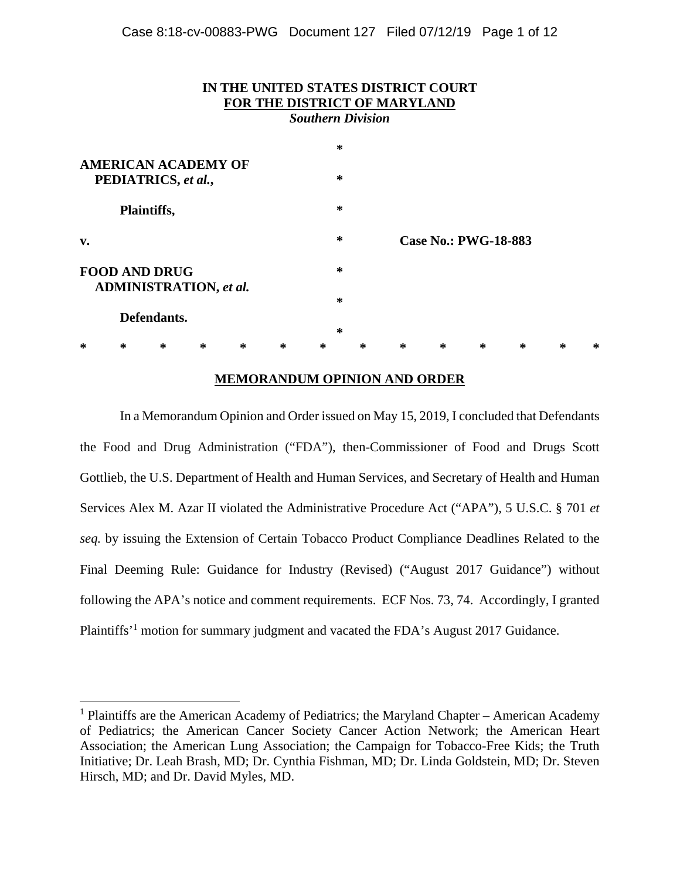**IN THE UNITED STATES DISTRICT COURT**
**FOR THE DISTRICT OF MARYLAND**
***Southern Division***

**AMERICAN ACADEMY OF PEDIATRICS, *et al.*,**

**Plaintiffs,**

**v.** **Case No.: PWG-18-883**

**FOOD AND DRUG ADMINISTRATION, *et al.***

**Defendants.**

* * * * * * * * * * * * * *

## MEMORANDUM OPINION AND ORDER

In a Memorandum Opinion and Order issued on May 15, 2019, I concluded that Defendants the Food and Drug Administration ("FDA"), then-Commissioner of Food and Drugs Scott Gottlieb, the U.S. Department of Health and Human Services, and Secretary of Health and Human Services Alex M. Azar II violated the Administrative Procedure Act ("APA"), 5 U.S.C. § 701 *et seq.* by issuing the Extension of Certain Tobacco Product Compliance Deadlines Related to the Final Deeming Rule: Guidance for Industry (Revised) ("August 2017 Guidance") without following the APA's notice and comment requirements. ECF Nos. 73, 74. Accordingly, I granted Plaintiffs'[1] motion for summary judgment and vacated the FDA's August 2017 Guidance.

[1] Plaintiffs are the American Academy of Pediatrics; the Maryland Chapter – American Academy of Pediatrics; the American Cancer Society Cancer Action Network; the American Heart Association; the American Lung Association; the Campaign for Tobacco-Free Kids; the Truth Initiative; Dr. Leah Brash, MD; Dr. Cynthia Fishman, MD; Dr. Linda Goldstein, MD; Dr. Steven Hirsch, MD; and Dr. David Myles, MD.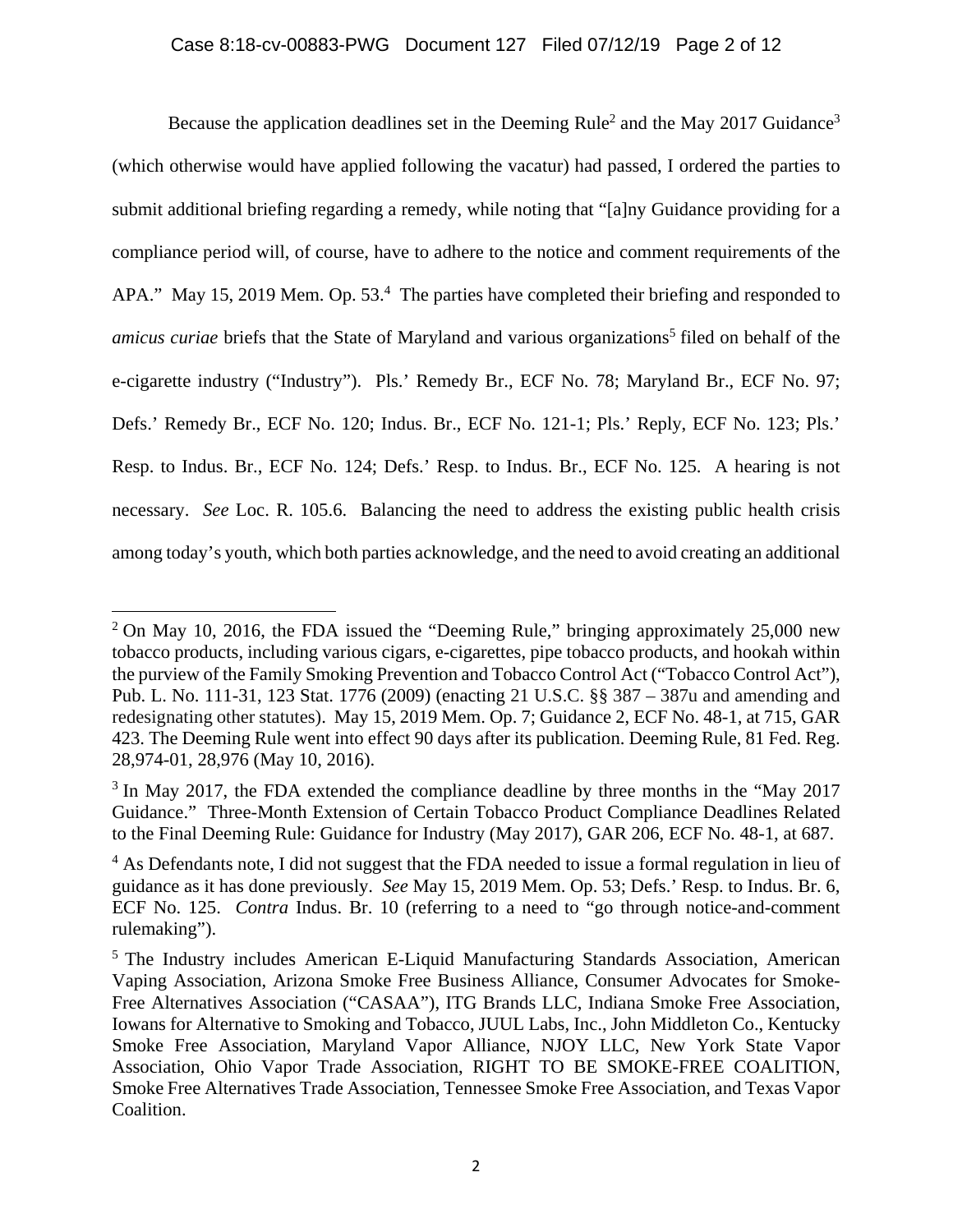Because the application deadlines set in the Deeming Rule[2] and the May 2017 Guidance[3] (which otherwise would have applied following the vacatur) had passed, I ordered the parties to submit additional briefing regarding a remedy, while noting that "[a]ny Guidance providing for a compliance period will, of course, have to adhere to the notice and comment requirements of the APA." May 15, 2019 Mem. Op. 53.[4] The parties have completed their briefing and responded to *amicus curiae* briefs that the State of Maryland and various organizations[5] filed on behalf of the e-cigarette industry ("Industry"). Pls.' Remedy Br., ECF No. 78; Maryland Br., ECF No. 97; Defs.' Remedy Br., ECF No. 120; Indus. Br., ECF No. 121-1; Pls.' Reply, ECF No. 123; Pls.' Resp. to Indus. Br., ECF No. 124; Defs.' Resp. to Indus. Br., ECF No. 125. A hearing is not necessary. *See* Loc. R. 105.6. Balancing the need to address the existing public health crisis among today's youth, which both parties acknowledge, and the need to avoid creating an additional

---

[2] On May 10, 2016, the FDA issued the "Deeming Rule," bringing approximately 25,000 new tobacco products, including various cigars, e-cigarettes, pipe tobacco products, and hookah within the purview of the Family Smoking Prevention and Tobacco Control Act ("Tobacco Control Act"), Pub. L. No. 111-31, 123 Stat. 1776 (2009) (enacting 21 U.S.C. §§ 387 – 387u and amending and redesignating other statutes). May 15, 2019 Mem. Op. 7; Guidance 2, ECF No. 48-1, at 715, GAR 423. The Deeming Rule went into effect 90 days after its publication. Deeming Rule, 81 Fed. Reg. 28,974-01, 28,976 (May 10, 2016).

[3] In May 2017, the FDA extended the compliance deadline by three months in the "May 2017 Guidance." Three-Month Extension of Certain Tobacco Product Compliance Deadlines Related to the Final Deeming Rule: Guidance for Industry (May 2017), GAR 206, ECF No. 48-1, at 687.

[4] As Defendants note, I did not suggest that the FDA needed to issue a formal regulation in lieu of guidance as it has done previously. *See* May 15, 2019 Mem. Op. 53; Defs.' Resp. to Indus. Br. 6, ECF No. 125. *Contra* Indus. Br. 10 (referring to a need to "go through notice-and-comment rulemaking").

[5] The Industry includes American E-Liquid Manufacturing Standards Association, American Vaping Association, Arizona Smoke Free Business Alliance, Consumer Advocates for Smoke-Free Alternatives Association ("CASAA"), ITG Brands LLC, Indiana Smoke Free Association, Iowans for Alternative to Smoking and Tobacco, JUUL Labs, Inc., John Middleton Co., Kentucky Smoke Free Association, Maryland Vapor Alliance, NJOY LLC, New York State Vapor Association, Ohio Vapor Trade Association, RIGHT TO BE SMOKE-FREE COALITION, Smoke Free Alternatives Trade Association, Tennessee Smoke Free Association, and Texas Vapor Coalition.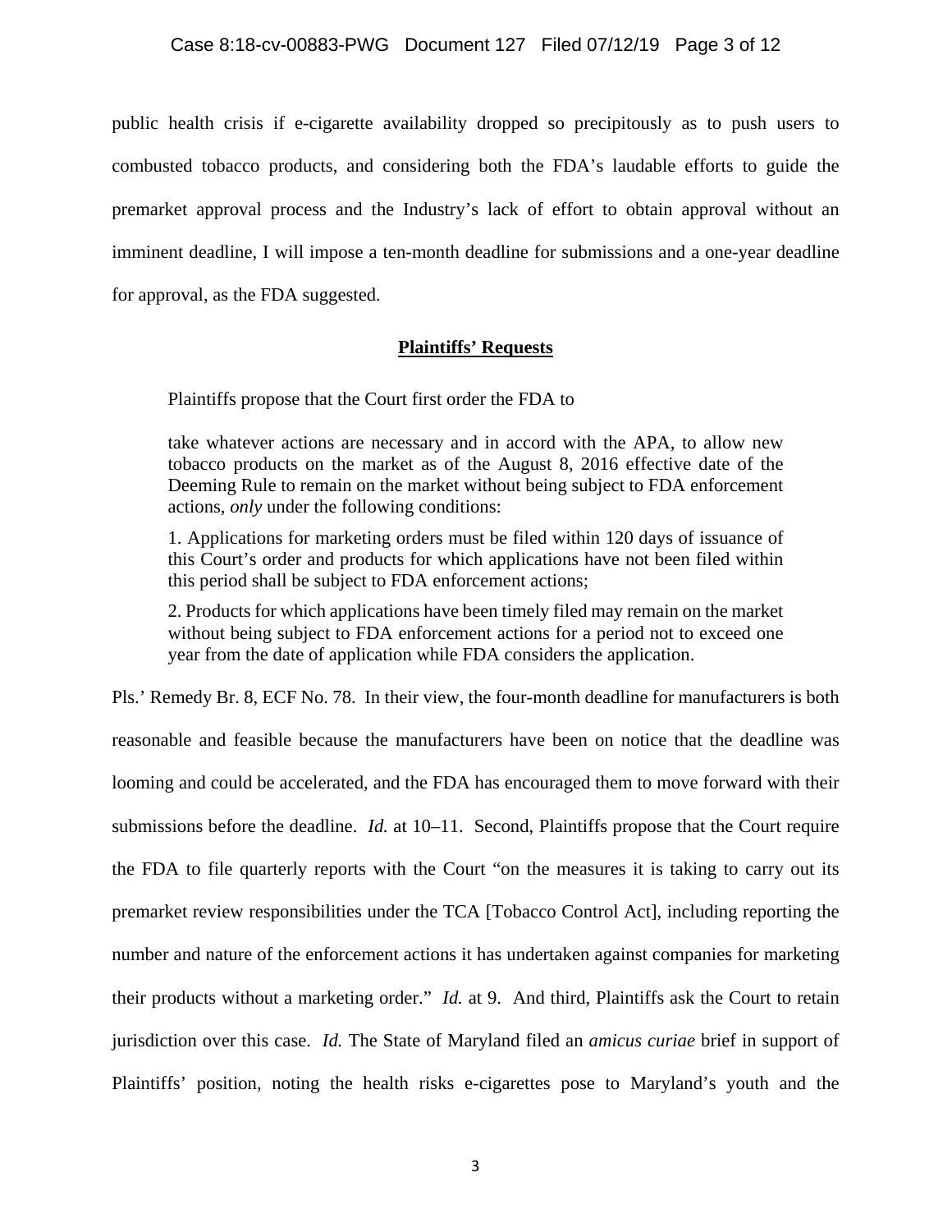public health crisis if e-cigarette availability dropped so precipitously as to push users to combusted tobacco products, and considering both the FDA's laudable efforts to guide the premarket approval process and the Industry's lack of effort to obtain approval without an imminent deadline, I will impose a ten-month deadline for submissions and a one-year deadline for approval, as the FDA suggested.

## Plaintiffs' Requests

Plaintiffs propose that the Court first order the FDA to

> take whatever actions are necessary and in accord with the APA, to allow new tobacco products on the market as of the August 8, 2016 effective date of the Deeming Rule to remain on the market without being subject to FDA enforcement actions, *only* under the following conditions:
>
> 1. Applications for marketing orders must be filed within 120 days of issuance of this Court's order and products for which applications have not been filed within this period shall be subject to FDA enforcement actions;
>
> 2. Products for which applications have been timely filed may remain on the market without being subject to FDA enforcement actions for a period not to exceed one year from the date of application while FDA considers the application.

Pls.' Remedy Br. 8, ECF No. 78. In their view, the four-month deadline for manufacturers is both reasonable and feasible because the manufacturers have been on notice that the deadline was looming and could be accelerated, and the FDA has encouraged them to move forward with their submissions before the deadline. *Id.* at 10–11. Second, Plaintiffs propose that the Court require the FDA to file quarterly reports with the Court "on the measures it is taking to carry out its premarket review responsibilities under the TCA [Tobacco Control Act], including reporting the number and nature of the enforcement actions it has undertaken against companies for marketing their products without a marketing order." *Id.* at 9. And third, Plaintiffs ask the Court to retain jurisdiction over this case. *Id.* The State of Maryland filed an *amicus curiae* brief in support of Plaintiffs' position, noting the health risks e-cigarettes pose to Maryland's youth and the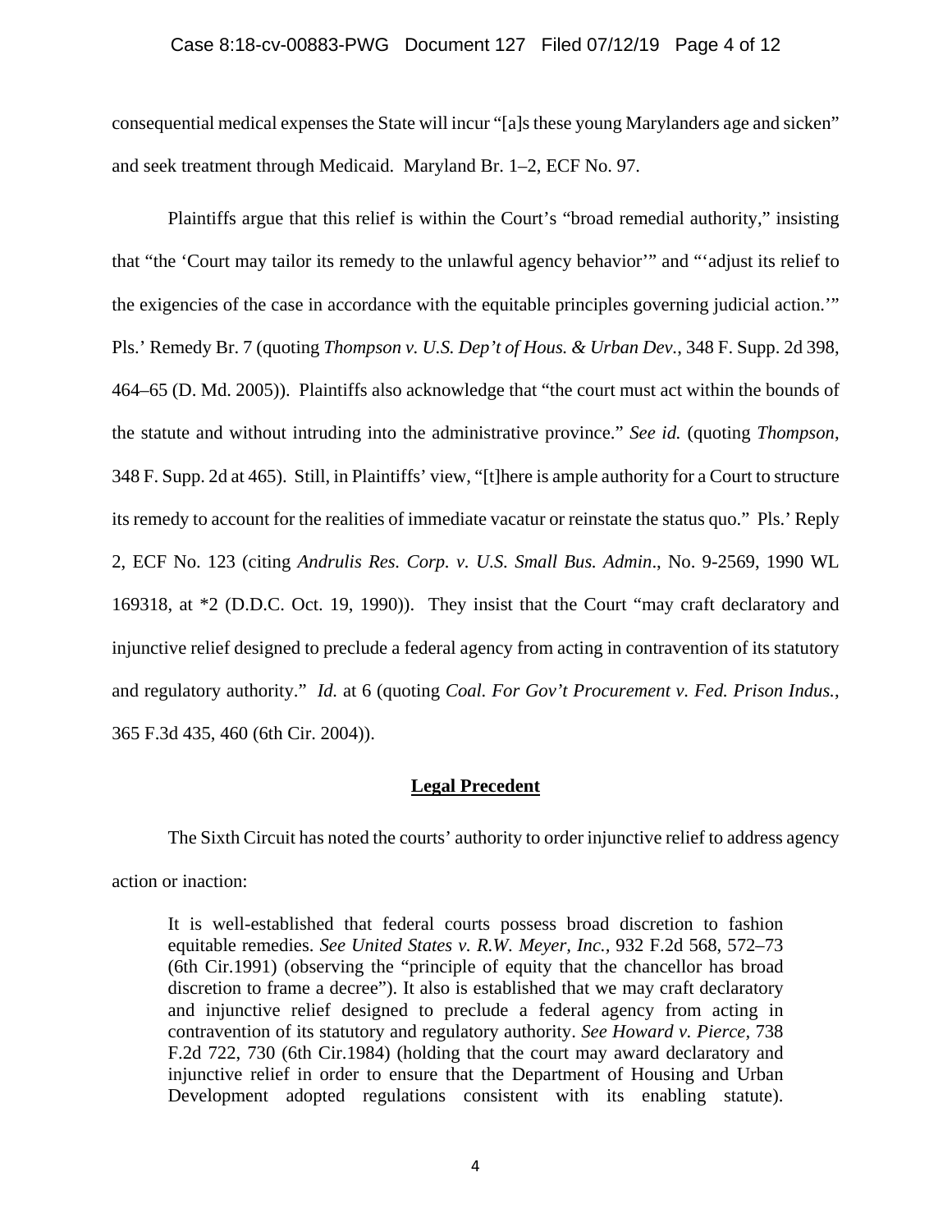consequential medical expenses the State will incur "[a]s these young Marylanders age and sicken" and seek treatment through Medicaid. Maryland Br. 1–2, ECF No. 97.

Plaintiffs argue that this relief is within the Court's "broad remedial authority," insisting that "the 'Court may tailor its remedy to the unlawful agency behavior'" and "'adjust its relief to the exigencies of the case in accordance with the equitable principles governing judicial action.'" Pls.' Remedy Br. 7 (quoting *Thompson v. U.S. Dep't of Hous. & Urban Dev.*, 348 F. Supp. 2d 398, 464–65 (D. Md. 2005)). Plaintiffs also acknowledge that "the court must act within the bounds of the statute and without intruding into the administrative province." *See id.* (quoting *Thompson*, 348 F. Supp. 2d at 465). Still, in Plaintiffs' view, "[t]here is ample authority for a Court to structure its remedy to account for the realities of immediate vacatur or reinstate the status quo." Pls.' Reply 2, ECF No. 123 (citing *Andrulis Res. Corp. v. U.S. Small Bus. Admin*., No. 9-2569, 1990 WL 169318, at *2 (D.D.C. Oct. 19, 1990)). They insist that the Court "may craft declaratory and injunctive relief designed to preclude a federal agency from acting in contravention of its statutory and regulatory authority." *Id.* at 6 (quoting *Coal. For Gov't Procurement v. Fed. Prison Indus.*, 365 F.3d 435, 460 (6th Cir. 2004)).

## Legal Precedent

The Sixth Circuit has noted the courts' authority to order injunctive relief to address agency action or inaction:

> It is well-established that federal courts possess broad discretion to fashion equitable remedies. *See United States v. R.W. Meyer, Inc.*, 932 F.2d 568, 572–73 (6th Cir.1991) (observing the "principle of equity that the chancellor has broad discretion to frame a decree"). It also is established that we may craft declaratory and injunctive relief designed to preclude a federal agency from acting in contravention of its statutory and regulatory authority. *See Howard v. Pierce*, 738 F.2d 722, 730 (6th Cir.1984) (holding that the court may award declaratory and injunctive relief in order to ensure that the Department of Housing and Urban Development adopted regulations consistent with its enabling statute).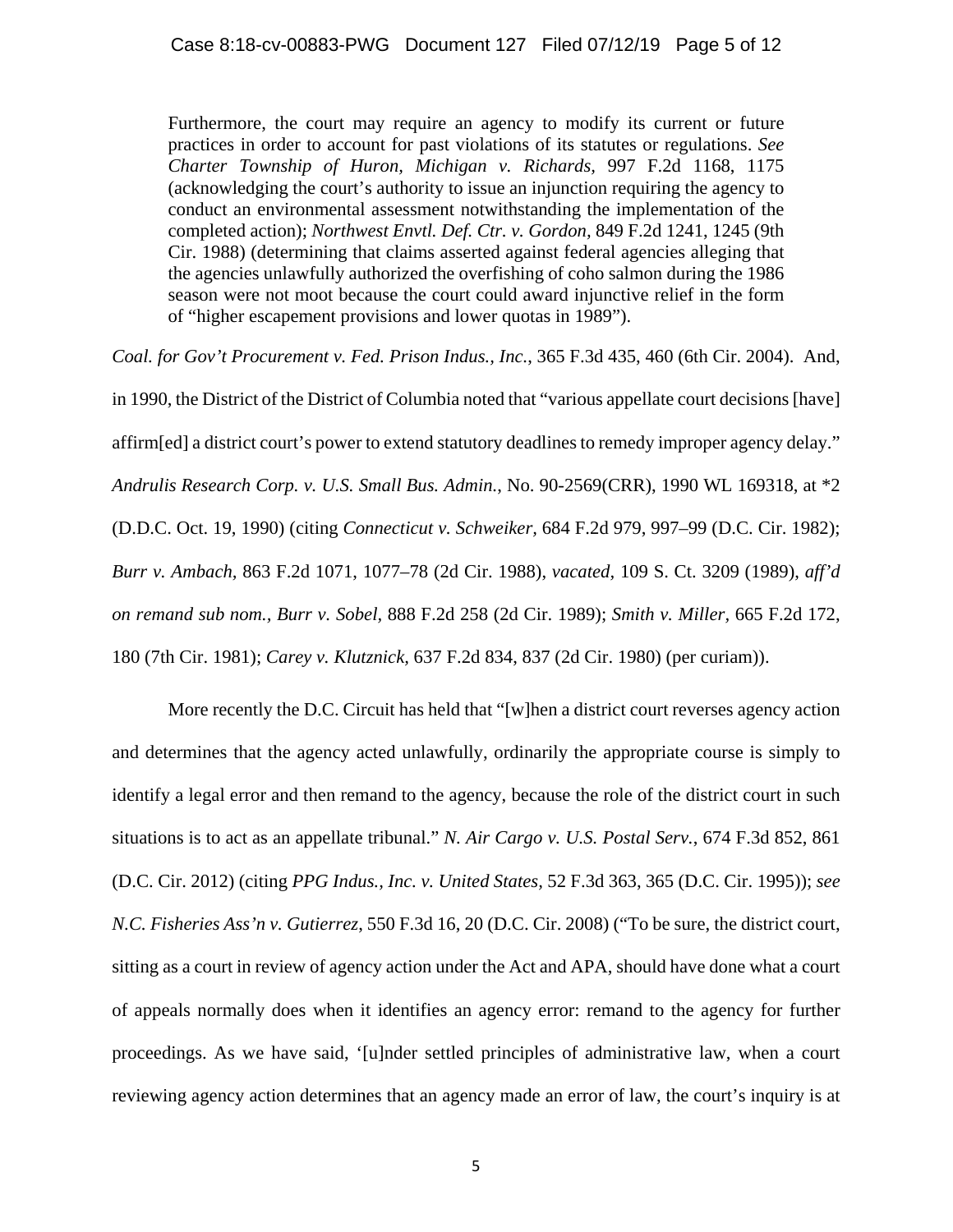> Furthermore, the court may require an agency to modify its current or future practices in order to account for past violations of its statutes or regulations. *See Charter Township of Huron, Michigan v. Richards,* 997 F.2d 1168, 1175 (acknowledging the court's authority to issue an injunction requiring the agency to conduct an environmental assessment notwithstanding the implementation of the completed action); *Northwest Envtl. Def. Ctr. v. Gordon,* 849 F.2d 1241, 1245 (9th Cir. 1988) (determining that claims asserted against federal agencies alleging that the agencies unlawfully authorized the overfishing of coho salmon during the 1986 season were not moot because the court could award injunctive relief in the form of "higher escapement provisions and lower quotas in 1989").

*Coal. for Gov't Procurement v. Fed. Prison Indus., Inc.*, 365 F.3d 435, 460 (6th Cir. 2004). And, in 1990, the District of the District of Columbia noted that "various appellate court decisions [have] affirm[ed] a district court's power to extend statutory deadlines to remedy improper agency delay." *Andrulis Research Corp. v. U.S. Small Bus. Admin.*, No. 90-2569(CRR), 1990 WL 169318, at *2 (D.D.C. Oct. 19, 1990) (citing *Connecticut v. Schweiker,* 684 F.2d 979, 997–99 (D.C. Cir. 1982); *Burr v. Ambach*, 863 F.2d 1071, 1077–78 (2d Cir. 1988), *vacated*, 109 S. Ct. 3209 (1989), *aff'd on remand sub nom.*, *Burr v. Sobel*, 888 F.2d 258 (2d Cir. 1989); *Smith v. Miller,* 665 F.2d 172, 180 (7th Cir. 1981); *Carey v. Klutznick*, 637 F.2d 834, 837 (2d Cir. 1980) (per curiam)).

More recently the D.C. Circuit has held that "[w]hen a district court reverses agency action and determines that the agency acted unlawfully, ordinarily the appropriate course is simply to identify a legal error and then remand to the agency, because the role of the district court in such situations is to act as an appellate tribunal." *N. Air Cargo v. U.S. Postal Serv.*, 674 F.3d 852, 861 (D.C. Cir. 2012) (citing *PPG Indus., Inc. v. United States*, 52 F.3d 363, 365 (D.C. Cir. 1995)); *see N.C. Fisheries Ass'n v. Gutierrez*, 550 F.3d 16, 20 (D.C. Cir. 2008) ("To be sure, the district court, sitting as a court in review of agency action under the Act and APA, should have done what a court of appeals normally does when it identifies an agency error: remand to the agency for further proceedings. As we have said, '[u]nder settled principles of administrative law, when a court reviewing agency action determines that an agency made an error of law, the court's inquiry is at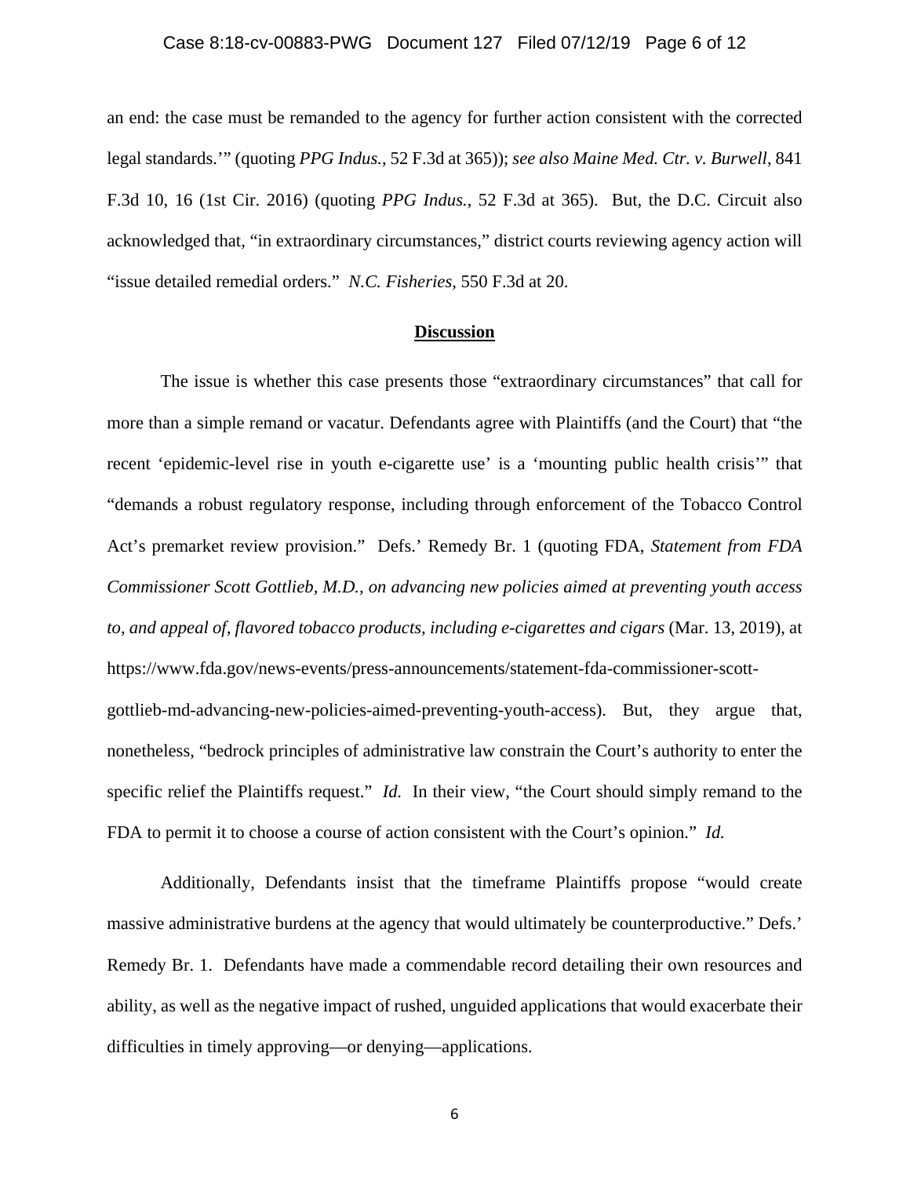an end: the case must be remanded to the agency for further action consistent with the corrected legal standards.'" (quoting *PPG Indus.*, 52 F.3d at 365)); *see also Maine Med. Ctr. v. Burwell*, 841 F.3d 10, 16 (1st Cir. 2016) (quoting *PPG Indus.*, 52 F.3d at 365). But, the D.C. Circuit also acknowledged that, "in extraordinary circumstances," district courts reviewing agency action will "issue detailed remedial orders." *N.C. Fisheries*, 550 F.3d at 20.

## Discussion

The issue is whether this case presents those "extraordinary circumstances" that call for more than a simple remand or vacatur. Defendants agree with Plaintiffs (and the Court) that "the recent 'epidemic-level rise in youth e-cigarette use' is a 'mounting public health crisis'" that "demands a robust regulatory response, including through enforcement of the Tobacco Control Act's premarket review provision." Defs.' Remedy Br. 1 (quoting FDA, *Statement from FDA Commissioner Scott Gottlieb, M.D., on advancing new policies aimed at preventing youth access to, and appeal of, flavored tobacco products, including e-cigarettes and cigars* (Mar. 13, 2019), at https://www.fda.gov/news-events/press-announcements/statement-fda-commissioner-scott-gottlieb-md-advancing-new-policies-aimed-preventing-youth-access). But, they argue that, nonetheless, "bedrock principles of administrative law constrain the Court's authority to enter the specific relief the Plaintiffs request." *Id.* In their view, "the Court should simply remand to the FDA to permit it to choose a course of action consistent with the Court's opinion." *Id.*

Additionally, Defendants insist that the timeframe Plaintiffs propose "would create massive administrative burdens at the agency that would ultimately be counterproductive." Defs.' Remedy Br. 1. Defendants have made a commendable record detailing their own resources and ability, as well as the negative impact of rushed, unguided applications that would exacerbate their difficulties in timely approving—or denying—applications.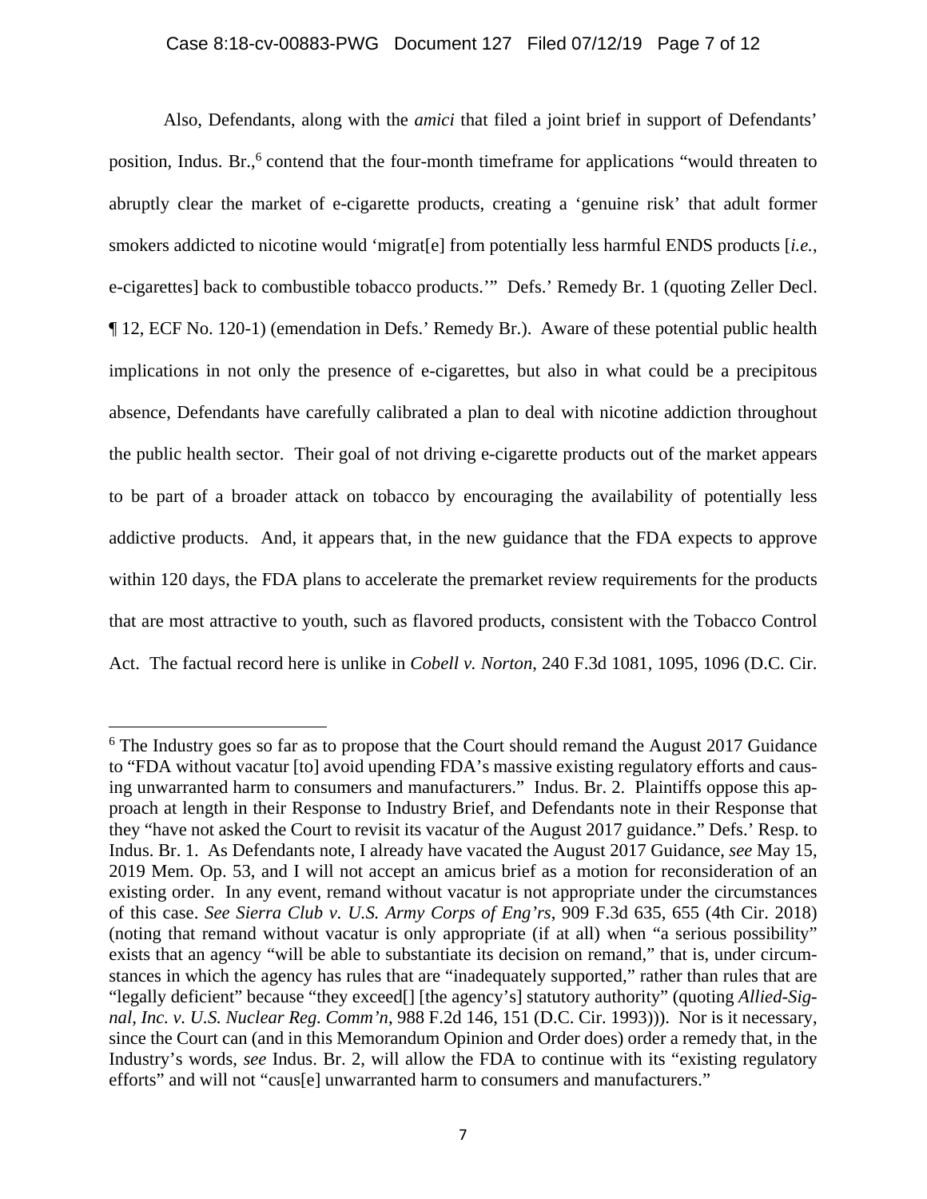Also, Defendants, along with the *amici* that filed a joint brief in support of Defendants' position, Indus. Br.,[6] contend that the four-month timeframe for applications "would threaten to abruptly clear the market of e-cigarette products, creating a 'genuine risk' that adult former smokers addicted to nicotine would 'migrat[e] from potentially less harmful ENDS products [*i.e.*, e-cigarettes] back to combustible tobacco products.'" Defs.' Remedy Br. 1 (quoting Zeller Decl. ¶ 12, ECF No. 120-1) (emendation in Defs.' Remedy Br.). Aware of these potential public health implications in not only the presence of e-cigarettes, but also in what could be a precipitous absence, Defendants have carefully calibrated a plan to deal with nicotine addiction throughout the public health sector. Their goal of not driving e-cigarette products out of the market appears to be part of a broader attack on tobacco by encouraging the availability of potentially less addictive products. And, it appears that, in the new guidance that the FDA expects to approve within 120 days, the FDA plans to accelerate the premarket review requirements for the products that are most attractive to youth, such as flavored products, consistent with the Tobacco Control Act. The factual record here is unlike in *Cobell v. Norton*, 240 F.3d 1081, 1095, 1096 (D.C. Cir.

---

[6] The Industry goes so far as to propose that the Court should remand the August 2017 Guidance to "FDA without vacatur [to] avoid upending FDA's massive existing regulatory efforts and causing unwarranted harm to consumers and manufacturers." Indus. Br. 2. Plaintiffs oppose this approach at length in their Response to Industry Brief, and Defendants note in their Response that they "have not asked the Court to revisit its vacatur of the August 2017 guidance." Defs.' Resp. to Indus. Br. 1. As Defendants note, I already have vacated the August 2017 Guidance, *see* May 15, 2019 Mem. Op. 53, and I will not accept an amicus brief as a motion for reconsideration of an existing order. In any event, remand without vacatur is not appropriate under the circumstances of this case. *See Sierra Club v. U.S. Army Corps of Eng'rs*, 909 F.3d 635, 655 (4th Cir. 2018) (noting that remand without vacatur is only appropriate (if at all) when "a serious possibility" exists that an agency "will be able to substantiate its decision on remand," that is, under circumstances in which the agency has rules that are "inadequately supported," rather than rules that are "legally deficient" because "they exceed[] [the agency's] statutory authority" (quoting *Allied-Signal, Inc. v. U.S. Nuclear Reg. Comm'n*, 988 F.2d 146, 151 (D.C. Cir. 1993))). Nor is it necessary, since the Court can (and in this Memorandum Opinion and Order does) order a remedy that, in the Industry's words, *see* Indus. Br. 2, will allow the FDA to continue with its "existing regulatory efforts" and will not "caus[e] unwarranted harm to consumers and manufacturers."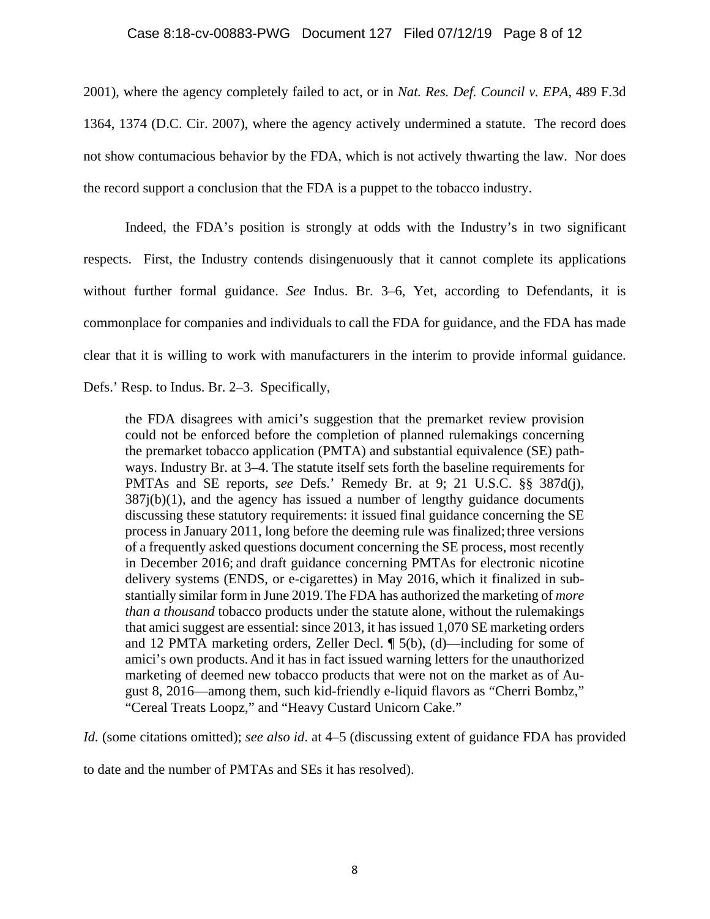2001), where the agency completely failed to act, or in *Nat. Res. Def. Council v. EPA*, 489 F.3d 1364, 1374 (D.C. Cir. 2007), where the agency actively undermined a statute. The record does not show contumacious behavior by the FDA, which is not actively thwarting the law. Nor does the record support a conclusion that the FDA is a puppet to the tobacco industry.

Indeed, the FDA's position is strongly at odds with the Industry's in two significant respects. First, the Industry contends disingenuously that it cannot complete its applications without further formal guidance. *See* Indus. Br. 3–6, Yet, according to Defendants, it is commonplace for companies and individuals to call the FDA for guidance, and the FDA has made clear that it is willing to work with manufacturers in the interim to provide informal guidance. Defs.' Resp. to Indus. Br. 2–3. Specifically,

> the FDA disagrees with amici's suggestion that the premarket review provision could not be enforced before the completion of planned rulemakings concerning the premarket tobacco application (PMTA) and substantial equivalence (SE) pathways. Industry Br. at 3–4. The statute itself sets forth the baseline requirements for PMTAs and SE reports, *see* Defs.' Remedy Br. at 9; 21 U.S.C. §§ 387d(j), 387j(b)(1), and the agency has issued a number of lengthy guidance documents discussing these statutory requirements: it issued final guidance concerning the SE process in January 2011, long before the deeming rule was finalized; three versions of a frequently asked questions document concerning the SE process, most recently in December 2016; and draft guidance concerning PMTAs for electronic nicotine delivery systems (ENDS, or e-cigarettes) in May 2016, which it finalized in substantially similar form in June 2019. The FDA has authorized the marketing of *more than a thousand* tobacco products under the statute alone, without the rulemakings that amici suggest are essential: since 2013, it has issued 1,070 SE marketing orders and 12 PMTA marketing orders, Zeller Decl. ¶ 5(b), (d)—including for some of amici's own products. And it has in fact issued warning letters for the unauthorized marketing of deemed new tobacco products that were not on the market as of August 8, 2016—among them, such kid-friendly e-liquid flavors as "Cherri Bombz," "Cereal Treats Loopz," and "Heavy Custard Unicorn Cake."

*Id.* (some citations omitted); *see also id*. at 4–5 (discussing extent of guidance FDA has provided to date and the number of PMTAs and SEs it has resolved).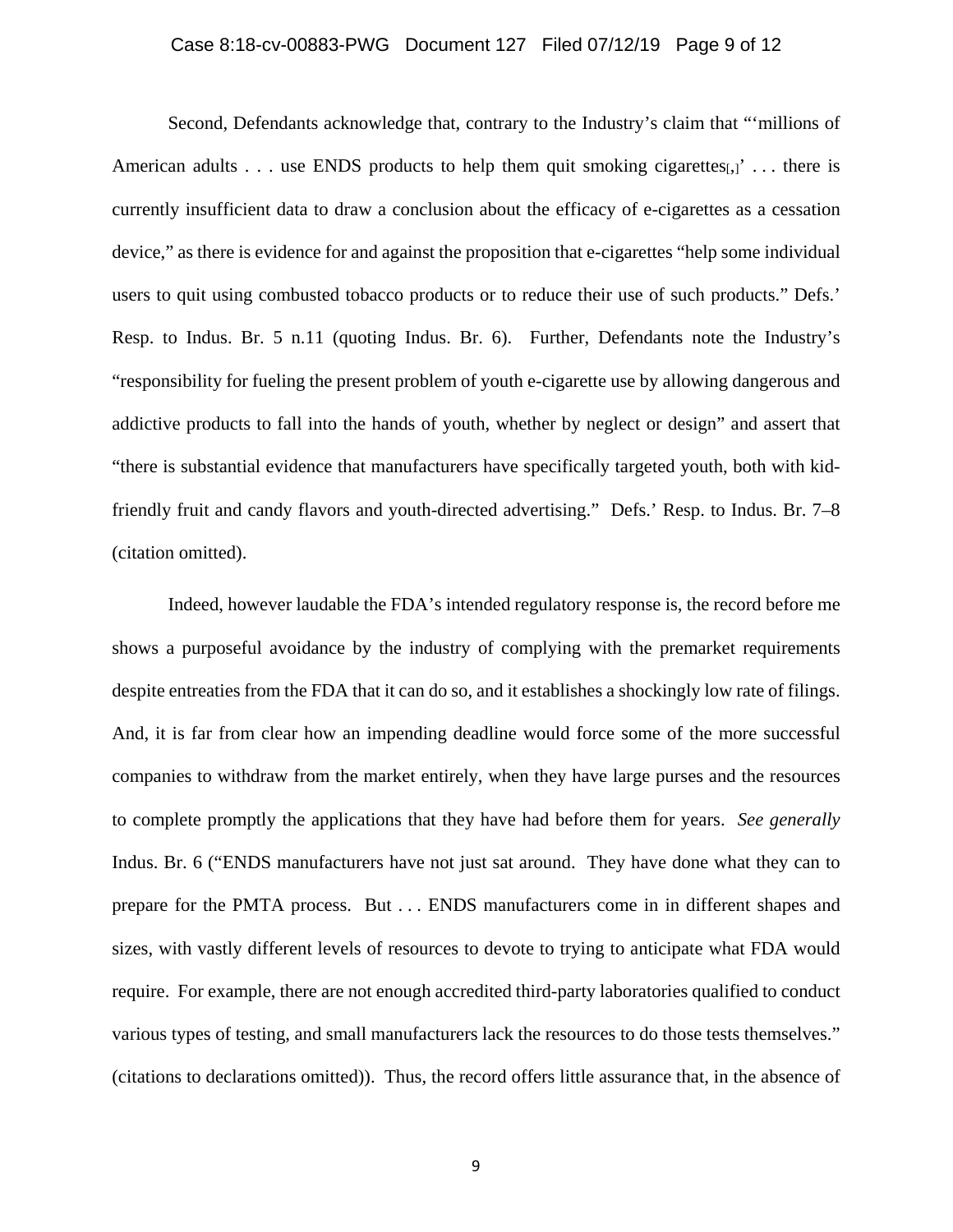Second, Defendants acknowledge that, contrary to the Industry's claim that "'millions of American adults . . . use ENDS products to help them quit smoking cigarettes[,]' . . . there is currently insufficient data to draw a conclusion about the efficacy of e-cigarettes as a cessation device," as there is evidence for and against the proposition that e-cigarettes "help some individual users to quit using combusted tobacco products or to reduce their use of such products." Defs.' Resp. to Indus. Br. 5 n.11 (quoting Indus. Br. 6). Further, Defendants note the Industry's "responsibility for fueling the present problem of youth e-cigarette use by allowing dangerous and addictive products to fall into the hands of youth, whether by neglect or design" and assert that "there is substantial evidence that manufacturers have specifically targeted youth, both with kid-friendly fruit and candy flavors and youth-directed advertising." Defs.' Resp. to Indus. Br. 7–8 (citation omitted).

Indeed, however laudable the FDA's intended regulatory response is, the record before me shows a purposeful avoidance by the industry of complying with the premarket requirements despite entreaties from the FDA that it can do so, and it establishes a shockingly low rate of filings. And, it is far from clear how an impending deadline would force some of the more successful companies to withdraw from the market entirely, when they have large purses and the resources to complete promptly the applications that they have had before them for years. *See generally* Indus. Br. 6 ("ENDS manufacturers have not just sat around. They have done what they can to prepare for the PMTA process. But . . . ENDS manufacturers come in in different shapes and sizes, with vastly different levels of resources to devote to trying to anticipate what FDA would require. For example, there are not enough accredited third-party laboratories qualified to conduct various types of testing, and small manufacturers lack the resources to do those tests themselves." (citations to declarations omitted)). Thus, the record offers little assurance that, in the absence of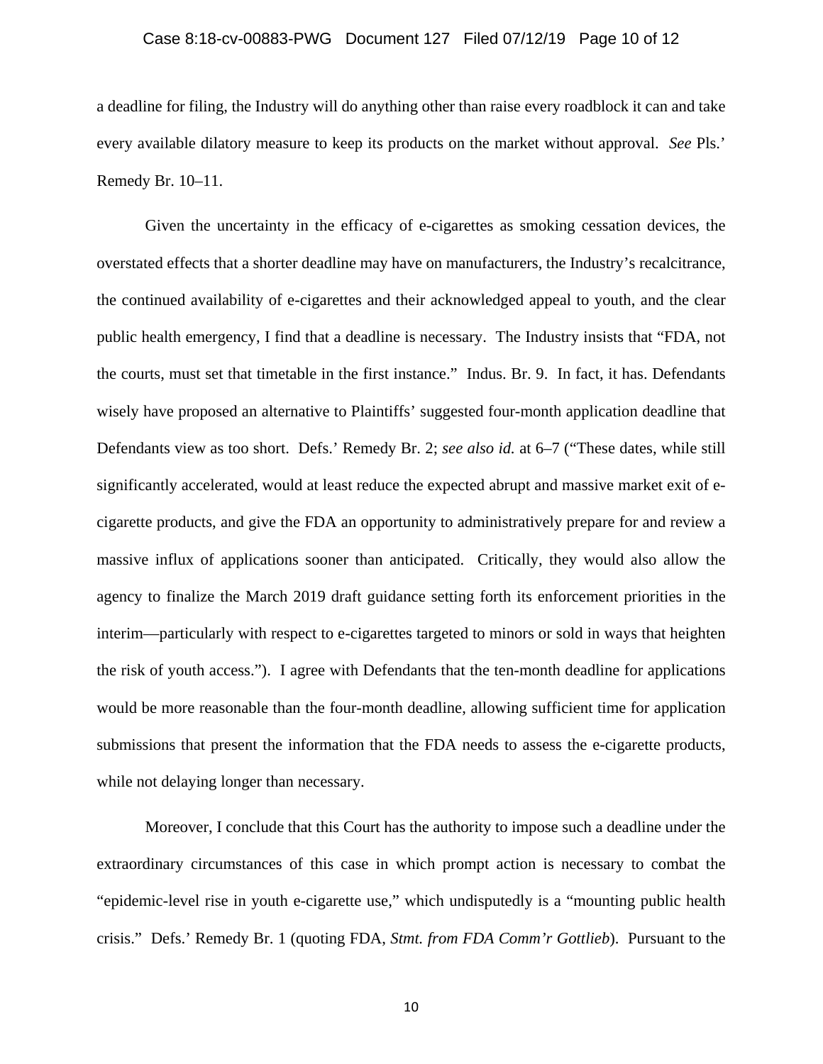a deadline for filing, the Industry will do anything other than raise every roadblock it can and take every available dilatory measure to keep its products on the market without approval. *See* Pls.' Remedy Br. 10–11.

Given the uncertainty in the efficacy of e-cigarettes as smoking cessation devices, the overstated effects that a shorter deadline may have on manufacturers, the Industry's recalcitrance, the continued availability of e-cigarettes and their acknowledged appeal to youth, and the clear public health emergency, I find that a deadline is necessary. The Industry insists that "FDA, not the courts, must set that timetable in the first instance." Indus. Br. 9. In fact, it has. Defendants wisely have proposed an alternative to Plaintiffs' suggested four-month application deadline that Defendants view as too short. Defs.' Remedy Br. 2; *see also id.* at 6–7 ("These dates, while still significantly accelerated, would at least reduce the expected abrupt and massive market exit of e-cigarette products, and give the FDA an opportunity to administratively prepare for and review a massive influx of applications sooner than anticipated. Critically, they would also allow the agency to finalize the March 2019 draft guidance setting forth its enforcement priorities in the interim—particularly with respect to e-cigarettes targeted to minors or sold in ways that heighten the risk of youth access."). I agree with Defendants that the ten-month deadline for applications would be more reasonable than the four-month deadline, allowing sufficient time for application submissions that present the information that the FDA needs to assess the e-cigarette products, while not delaying longer than necessary.

Moreover, I conclude that this Court has the authority to impose such a deadline under the extraordinary circumstances of this case in which prompt action is necessary to combat the "epidemic-level rise in youth e-cigarette use," which undisputedly is a "mounting public health crisis." Defs.' Remedy Br. 1 (quoting FDA, *Stmt. from FDA Comm'r Gottlieb*). Pursuant to the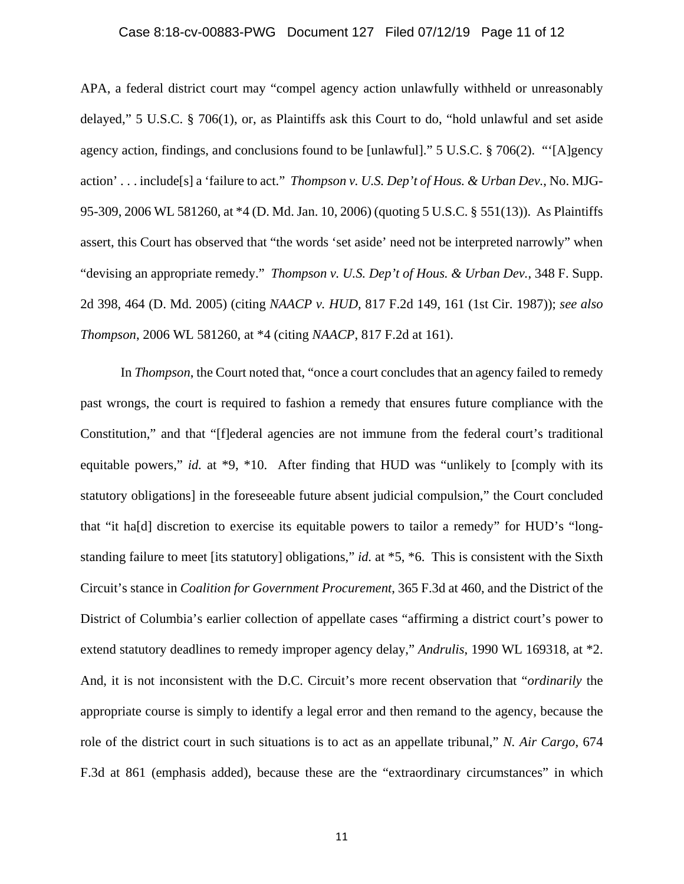APA, a federal district court may "compel agency action unlawfully withheld or unreasonably delayed," 5 U.S.C. § 706(1), or, as Plaintiffs ask this Court to do, "hold unlawful and set aside agency action, findings, and conclusions found to be [unlawful]." 5 U.S.C. § 706(2). "'[A]gency action' . . . include[s] a 'failure to act." *Thompson v. U.S. Dep't of Hous. & Urban Dev.*, No. MJG-95-309, 2006 WL 581260, at *4 (D. Md. Jan. 10, 2006) (quoting 5 U.S.C. § 551(13)). As Plaintiffs assert, this Court has observed that "the words 'set aside' need not be interpreted narrowly" when "devising an appropriate remedy." *Thompson v. U.S. Dep't of Hous. & Urban Dev.*, 348 F. Supp. 2d 398, 464 (D. Md. 2005) (citing *NAACP v. HUD*, 817 F.2d 149, 161 (1st Cir. 1987)); *see also Thompson*, 2006 WL 581260, at *4 (citing *NAACP*, 817 F.2d at 161).

In *Thompson*, the Court noted that, "once a court concludes that an agency failed to remedy past wrongs, the court is required to fashion a remedy that ensures future compliance with the Constitution," and that "[f]ederal agencies are not immune from the federal court's traditional equitable powers," *id.* at *9, *10. After finding that HUD was "unlikely to [comply with its statutory obligations] in the foreseeable future absent judicial compulsion," the Court concluded that "it ha[d] discretion to exercise its equitable powers to tailor a remedy" for HUD's "long-standing failure to meet [its statutory] obligations," *id.* at *5, *6. This is consistent with the Sixth Circuit's stance in *Coalition for Government Procurement*, 365 F.3d at 460, and the District of the District of Columbia's earlier collection of appellate cases "affirming a district court's power to extend statutory deadlines to remedy improper agency delay," *Andrulis*, 1990 WL 169318, at *2. And, it is not inconsistent with the D.C. Circuit's more recent observation that "*ordinarily* the appropriate course is simply to identify a legal error and then remand to the agency, because the role of the district court in such situations is to act as an appellate tribunal," *N. Air Cargo*, 674 F.3d at 861 (emphasis added), because these are the "extraordinary circumstances" in which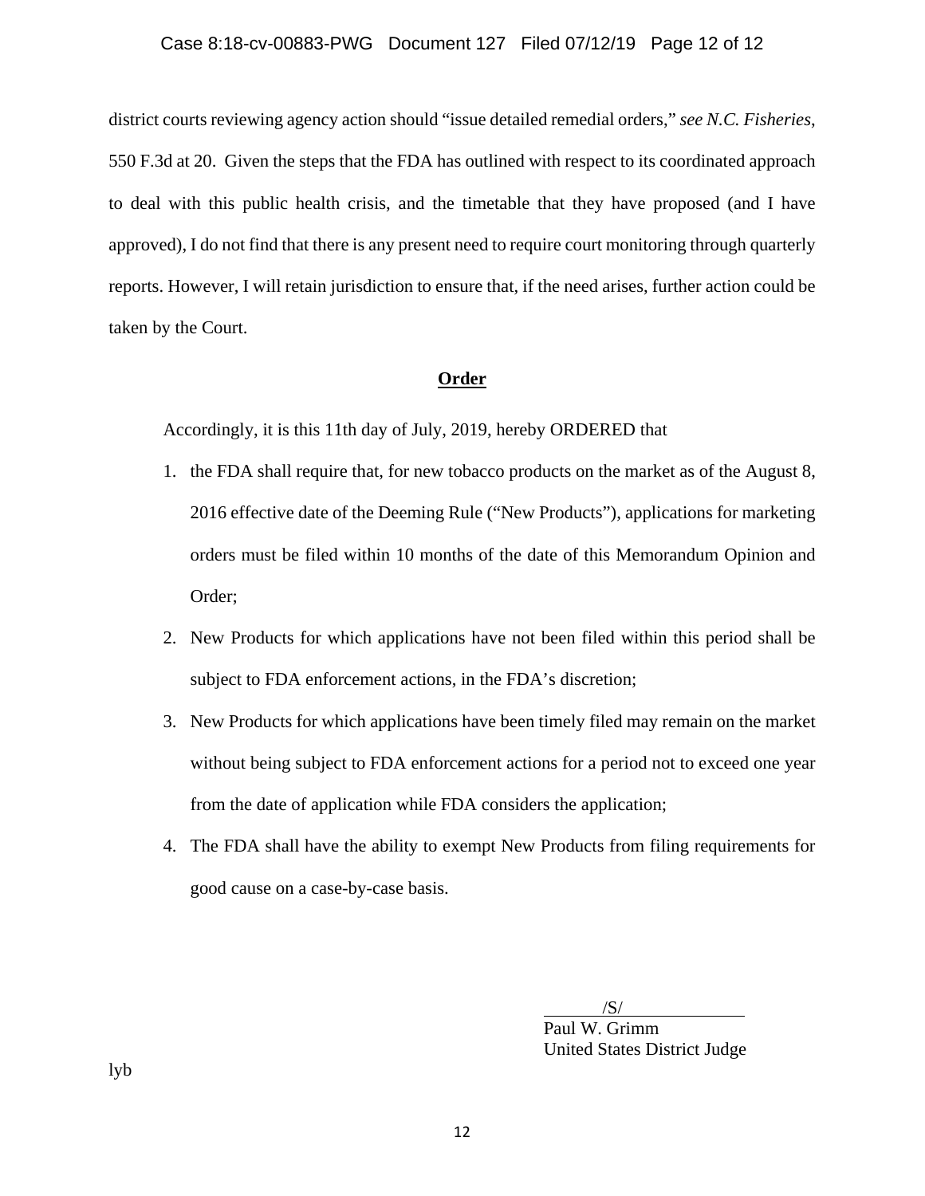district courts reviewing agency action should "issue detailed remedial orders," *see N.C. Fisheries*, 550 F.3d at 20. Given the steps that the FDA has outlined with respect to its coordinated approach to deal with this public health crisis, and the timetable that they have proposed (and I have approved), I do not find that there is any present need to require court monitoring through quarterly reports. However, I will retain jurisdiction to ensure that, if the need arises, further action could be taken by the Court.

## **Order**

Accordingly, it is this 11th day of July, 2019, hereby ORDERED that

1. the FDA shall require that, for new tobacco products on the market as of the August 8, 2016 effective date of the Deeming Rule ("New Products"), applications for marketing orders must be filed within 10 months of the date of this Memorandum Opinion and Order;
2. New Products for which applications have not been filed within this period shall be subject to FDA enforcement actions, in the FDA's discretion;
3. New Products for which applications have been timely filed may remain on the market without being subject to FDA enforcement actions for a period not to exceed one year from the date of application while FDA considers the application;
4. The FDA shall have the ability to exempt New Products from filing requirements for good cause on a case-by-case basis.

/S/
Paul W. Grimm
United States District Judge

lyb